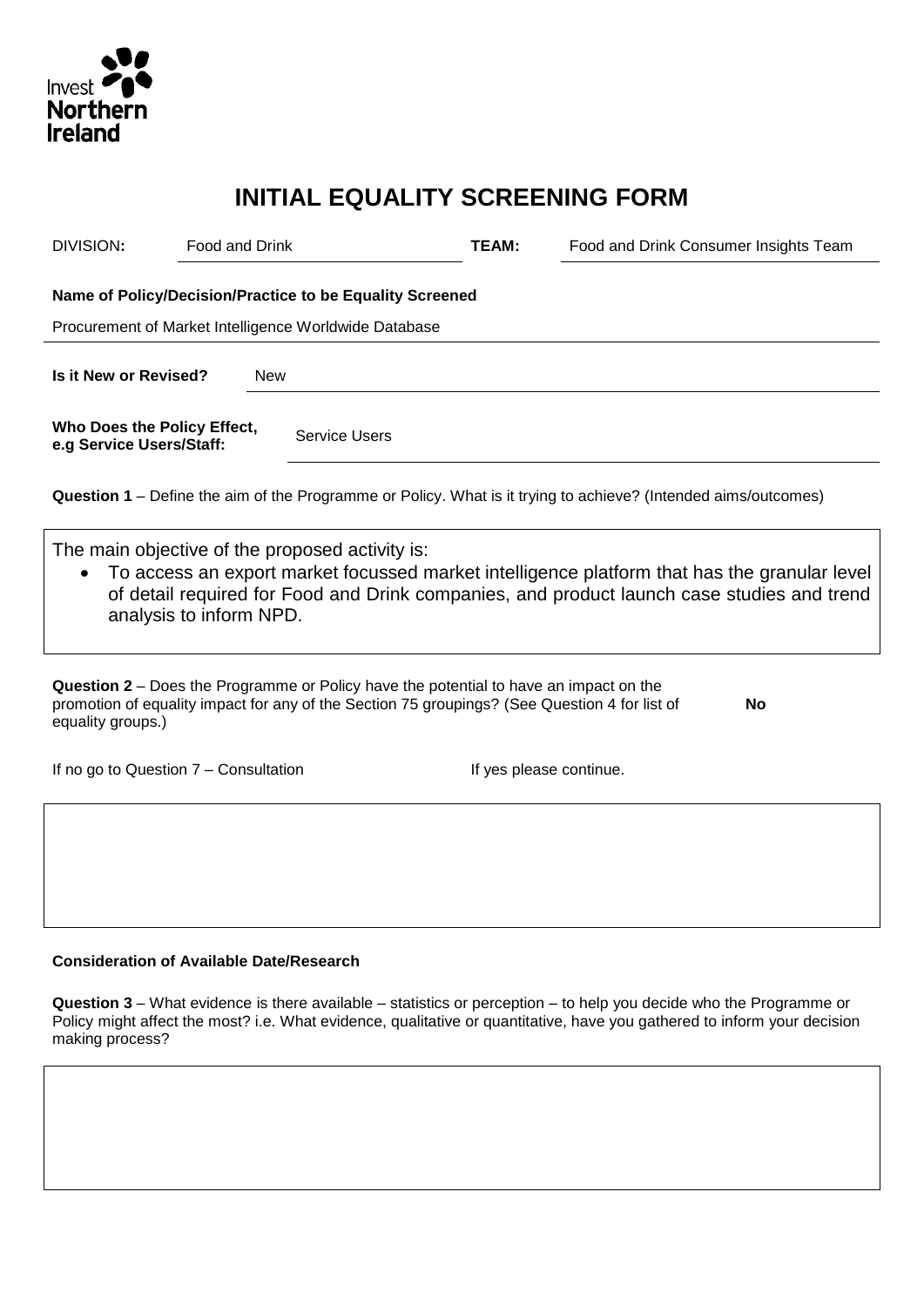# INITIAL EQUALITY SCREENING FORM

| DIVISION: | Food and Drink | TEAM: | Food and Drink Consumer Insights Team |
|---|---|---|---|

**Name of Policy/Decision/Practice to be Equality Screened**

Procurement of Market Intelligence Worldwide Database

**Is it New or Revised?** New

**Who Does the Policy Effect, e.g Service Users/Staff:** Service Users

**Question 1** – Define the aim of the Programme or Policy. What is it trying to achieve? (Intended aims/outcomes)

The main objective of the proposed activity is:

- To access an export market focussed market intelligence platform that has the granular level of detail required for Food and Drink companies, and product launch case studies and trend analysis to inform NPD.

**Question 2** – Does the Programme or Policy have the potential to have an impact on the promotion of equality impact for any of the Section 75 groupings? (See Question 4 for list of equality groups.) **No**

If no go to Question 7 – Consultation If yes please continue.

**Consideration of Available Date/Research**

**Question 3** – What evidence is there available – statistics or perception – to help you decide who the Programme or Policy might affect the most? i.e. What evidence, qualitative or quantitative, have you gathered to inform your decision making process?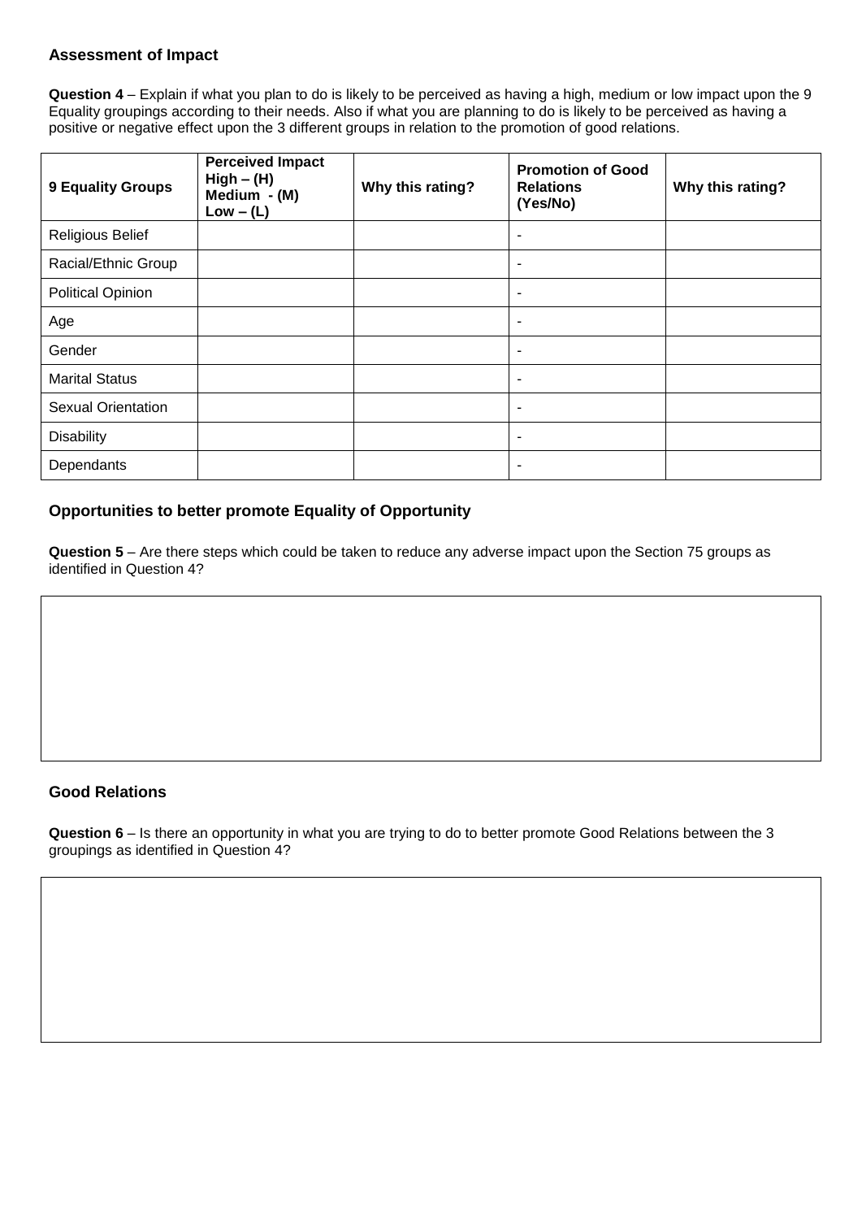### Assessment of Impact

**Question 4** – Explain if what you plan to do is likely to be perceived as having a high, medium or low impact upon the 9 Equality groupings according to their needs. Also if what you are planning to do is likely to be perceived as having a positive or negative effect upon the 3 different groups in relation to the promotion of good relations.

| 9 Equality Groups | Perceived Impact High – (H) Medium - (M) Low – (L) | Why this rating? | Promotion of Good Relations (Yes/No) | Why this rating? |
|---|---|---|---|---|
| Religious Belief | | | - | |
| Racial/Ethnic Group | | | - | |
| Political Opinion | | | - | |
| Age | | | - | |
| Gender | | | - | |
| Marital Status | | | - | |
| Sexual Orientation | | | - | |
| Disability | | | - | |
| Dependants | | | - | |

### Opportunities to better promote Equality of Opportunity

**Question 5** – Are there steps which could be taken to reduce any adverse impact upon the Section 75 groups as identified in Question 4?

### Good Relations

**Question 6** – Is there an opportunity in what you are trying to do to better promote Good Relations between the 3 groupings as identified in Question 4?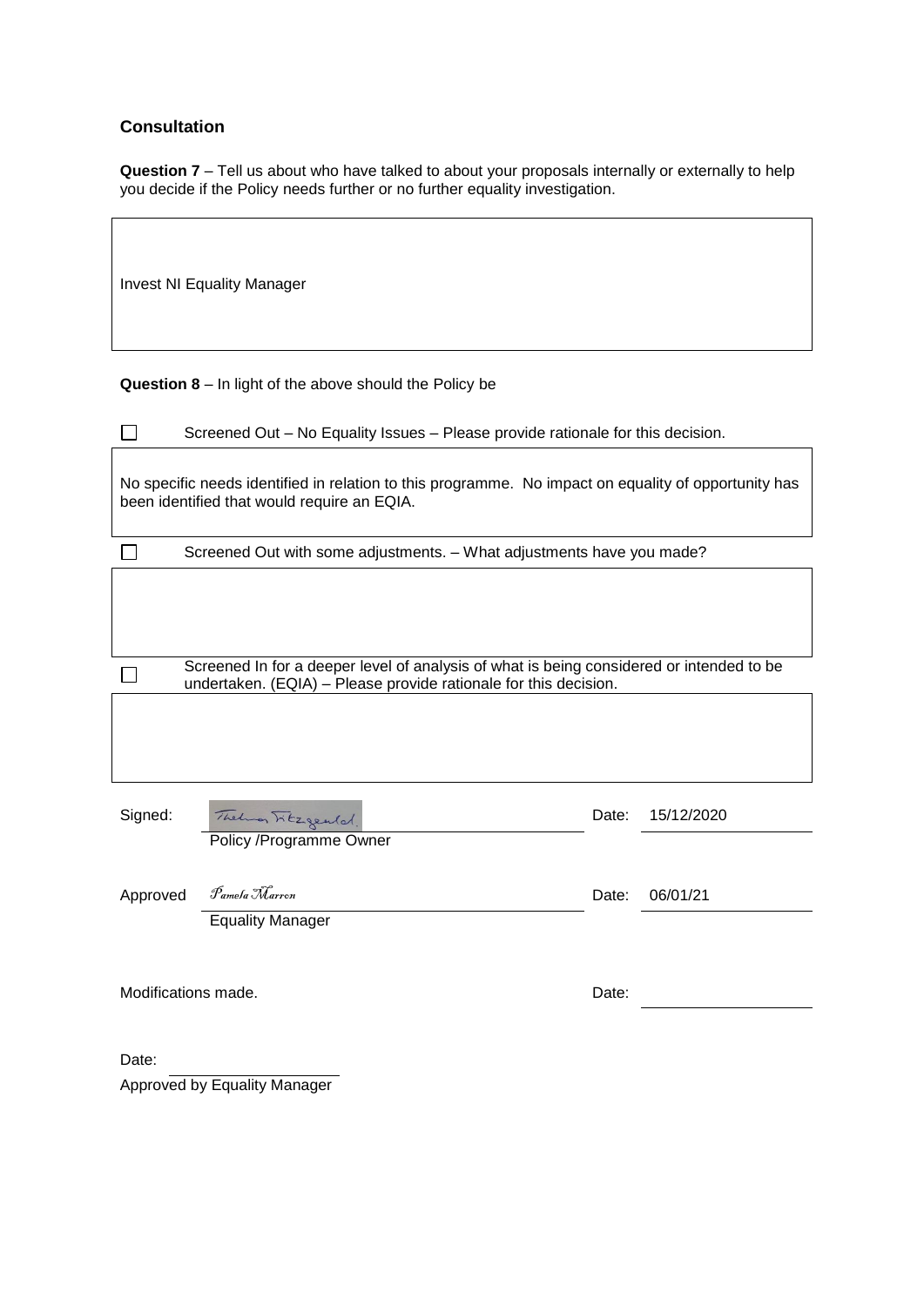## Consultation

**Question 7** – Tell us about who have talked to about your proposals internally or externally to help you decide if the Policy needs further or no further equality investigation.

Invest NI Equality Manager

**Question 8** – In light of the above should the Policy be

☐ Screened Out – No Equality Issues – Please provide rationale for this decision.

No specific needs identified in relation to this programme. No impact on equality of opportunity has been identified that would require an EQIA.

☐ Screened Out with some adjustments. – What adjustments have you made?

☐ Screened In for a deeper level of analysis of what is being considered or intended to be undertaken. (EQIA) – Please provide rationale for this decision.

Signed: Thelma Fitzgerald Date: 15/12/2020

Policy /Programme Owner

Approved Pamela Marron Date: 06/01/21

Equality Manager

Modifications made. Date:

Date:

Approved by Equality Manager